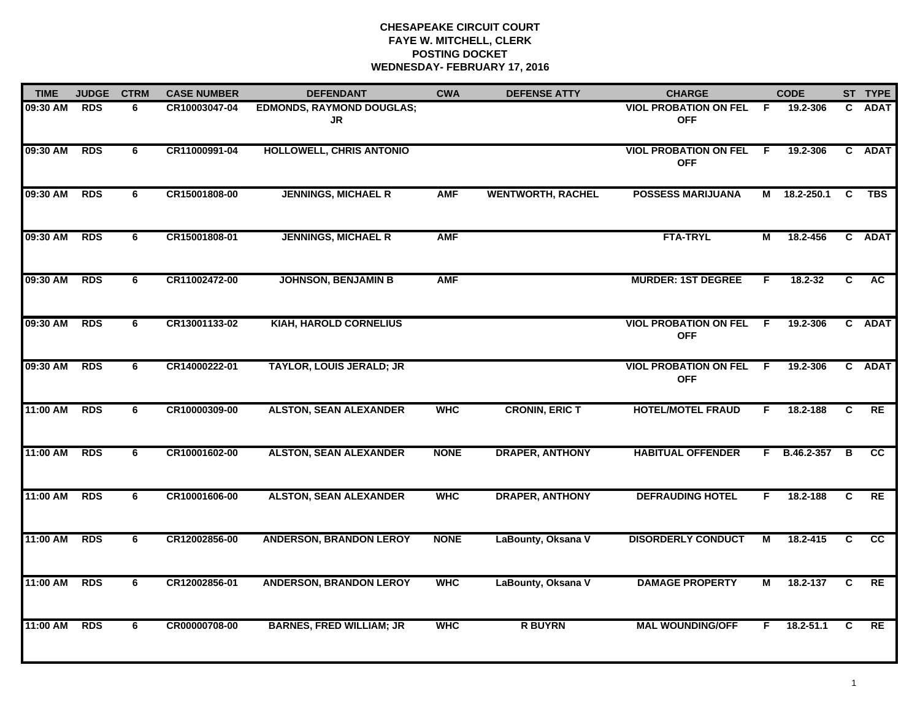# CHESAPEAKE CIRCUIT COURT
## FAYE W. MITCHELL, CLERK
## POSTING DOCKET
## WEDNESDAY- FEBRUARY 17, 2016

| TIME | JUDGE | CTRM | CASE NUMBER | DEFENDANT | CWA | DEFENSE ATTY | CHARGE | | CODE | ST | TYPE |
|---|---|---|---|---|---|---|---|---|---|---|---|
| 09:30 AM | RDS | 6 | CR10003047-04 | EDMONDS, RAYMOND DOUGLAS; JR | | | VIOL PROBATION ON FEL OFF | F | 19.2-306 | C | ADAT |
| 09:30 AM | RDS | 6 | CR11000991-04 | HOLLOWELL, CHRIS ANTONIO | | | VIOL PROBATION ON FEL OFF | F | 19.2-306 | C | ADAT |
| 09:30 AM | RDS | 6 | CR15001808-00 | JENNINGS, MICHAEL R | AMF | WENTWORTH, RACHEL | POSSESS MARIJUANA | M | 18.2-250.1 | C | TBS |
| 09:30 AM | RDS | 6 | CR15001808-01 | JENNINGS, MICHAEL R | AMF | | FTA-TRYL | M | 18.2-456 | C | ADAT |
| 09:30 AM | RDS | 6 | CR11002472-00 | JOHNSON, BENJAMIN B | AMF | | MURDER: 1ST DEGREE | F | 18.2-32 | C | AC |
| 09:30 AM | RDS | 6 | CR13001133-02 | KIAH, HAROLD CORNELIUS | | | VIOL PROBATION ON FEL OFF | F | 19.2-306 | C | ADAT |
| 09:30 AM | RDS | 6 | CR14000222-01 | TAYLOR, LOUIS JERALD; JR | | | VIOL PROBATION ON FEL OFF | F | 19.2-306 | C | ADAT |
| 11:00 AM | RDS | 6 | CR10000309-00 | ALSTON, SEAN ALEXANDER | WHC | CRONIN, ERIC T | HOTEL/MOTEL FRAUD | F | 18.2-188 | C | RE |
| 11:00 AM | RDS | 6 | CR10001602-00 | ALSTON, SEAN ALEXANDER | NONE | DRAPER, ANTHONY | HABITUAL OFFENDER | F | B.46.2-357 | B | CC |
| 11:00 AM | RDS | 6 | CR10001606-00 | ALSTON, SEAN ALEXANDER | WHC | DRAPER, ANTHONY | DEFRAUDING HOTEL | F | 18.2-188 | C | RE |
| 11:00 AM | RDS | 6 | CR12002856-00 | ANDERSON, BRANDON LEROY | NONE | LaBounty, Oksana V | DISORDERLY CONDUCT | M | 18.2-415 | C | CC |
| 11:00 AM | RDS | 6 | CR12002856-01 | ANDERSON, BRANDON LEROY | WHC | LaBounty, Oksana V | DAMAGE PROPERTY | M | 18.2-137 | C | RE |
| 11:00 AM | RDS | 6 | CR00000708-00 | BARNES, FRED WILLIAM; JR | WHC | R BUYRN | MAL WOUNDING/OFF | F | 18.2-51.1 | C | RE |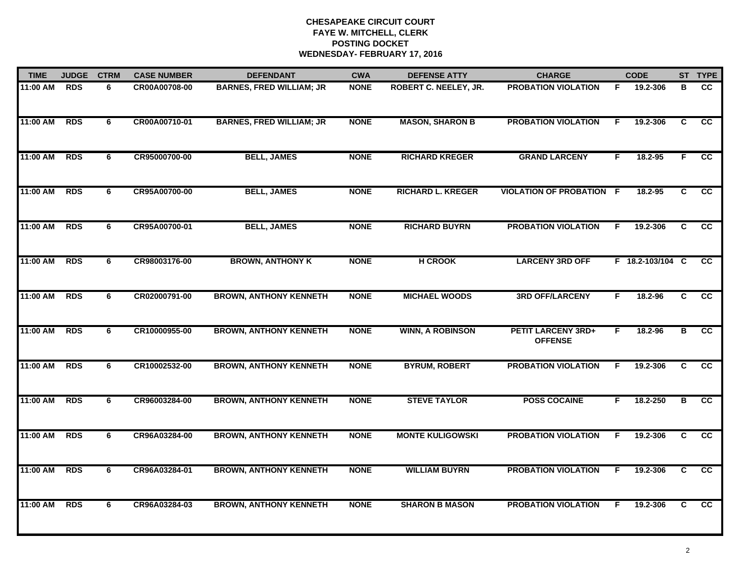**CHESAPEAKE CIRCUIT COURT**
**FAYE W. MITCHELL, CLERK**
**POSTING DOCKET**
**WEDNESDAY- FEBRUARY 17, 2016**

| TIME | JUDGE | CTRM | CASE NUMBER | DEFENDANT | CWA | DEFENSE ATTY | CHARGE | | CODE | ST | TYPE |
|---|---|---|---|---|---|---|---|---|---|---|---|
| 11:00 AM | RDS | 6 | CR00A00708-00 | BARNES, FRED WILLIAM; JR | NONE | ROBERT C. NEELEY, JR. | PROBATION VIOLATION | F | 19.2-306 | B | CC |
| 11:00 AM | RDS | 6 | CR00A00710-01 | BARNES, FRED WILLIAM; JR | NONE | MASON, SHARON B | PROBATION VIOLATION | F | 19.2-306 | C | CC |
| 11:00 AM | RDS | 6 | CR95000700-00 | BELL, JAMES | NONE | RICHARD KREGER | GRAND LARCENY | F | 18.2-95 | F | CC |
| 11:00 AM | RDS | 6 | CR95A00700-00 | BELL, JAMES | NONE | RICHARD L. KREGER | VIOLATION OF PROBATION | F | 18.2-95 | C | CC |
| 11:00 AM | RDS | 6 | CR95A00700-01 | BELL, JAMES | NONE | RICHARD BUYRN | PROBATION VIOLATION | F | 19.2-306 | C | CC |
| 11:00 AM | RDS | 6 | CR98003176-00 | BROWN, ANTHONY K | NONE | H CROOK | LARCENY 3RD OFF | F | 18.2-103/104 | C | CC |
| 11:00 AM | RDS | 6 | CR02000791-00 | BROWN, ANTHONY KENNETH | NONE | MICHAEL WOODS | 3RD OFF/LARCENY | F | 18.2-96 | C | CC |
| 11:00 AM | RDS | 6 | CR10000955-00 | BROWN, ANTHONY KENNETH | NONE | WINN, A ROBINSON | PETIT LARCENY 3RD+ OFFENSE | F | 18.2-96 | B | CC |
| 11:00 AM | RDS | 6 | CR10002532-00 | BROWN, ANTHONY KENNETH | NONE | BYRUM, ROBERT | PROBATION VIOLATION | F | 19.2-306 | C | CC |
| 11:00 AM | RDS | 6 | CR96003284-00 | BROWN, ANTHONY KENNETH | NONE | STEVE TAYLOR | POSS COCAINE | F | 18.2-250 | B | CC |
| 11:00 AM | RDS | 6 | CR96A03284-00 | BROWN, ANTHONY KENNETH | NONE | MONTE KULIGOWSKI | PROBATION VIOLATION | F | 19.2-306 | C | CC |
| 11:00 AM | RDS | 6 | CR96A03284-01 | BROWN, ANTHONY KENNETH | NONE | WILLIAM BUYRN | PROBATION VIOLATION | F | 19.2-306 | C | CC |
| 11:00 AM | RDS | 6 | CR96A03284-03 | BROWN, ANTHONY KENNETH | NONE | SHARON B MASON | PROBATION VIOLATION | F | 19.2-306 | C | CC |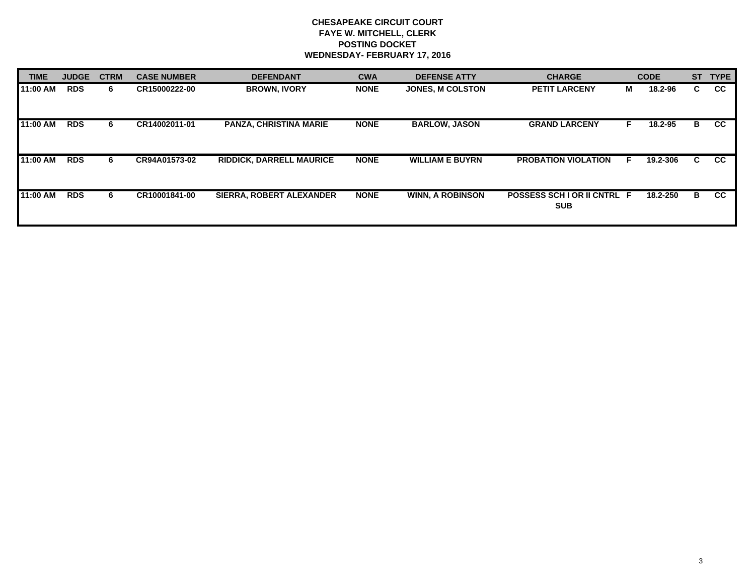**CHESAPEAKE CIRCUIT COURT**
**FAYE W. MITCHELL, CLERK**
**POSTING DOCKET**
**WEDNESDAY- FEBRUARY 17, 2016**

| TIME | JUDGE | CTRM | CASE NUMBER | DEFENDANT | CWA | DEFENSE ATTY | CHARGE | | CODE | ST | TYPE |
|---|---|---|---|---|---|---|---|---|---|---|---|
| 11:00 AM | RDS | 6 | CR15000222-00 | BROWN, IVORY | NONE | JONES, M COLSTON | PETIT LARCENY | M | 18.2-96 | C | CC |
| 11:00 AM | RDS | 6 | CR14002011-01 | PANZA, CHRISTINA MARIE | NONE | BARLOW, JASON | GRAND LARCENY | F | 18.2-95 | B | CC |
| 11:00 AM | RDS | 6 | CR94A01573-02 | RIDDICK, DARRELL MAURICE | NONE | WILLIAM E BUYRN | PROBATION VIOLATION | F | 19.2-306 | C | CC |
| 11:00 AM | RDS | 6 | CR10001841-00 | SIERRA, ROBERT ALEXANDER | NONE | WINN, A ROBINSON | POSSESS SCH I OR II CNTRL SUB | F | 18.2-250 | B | CC |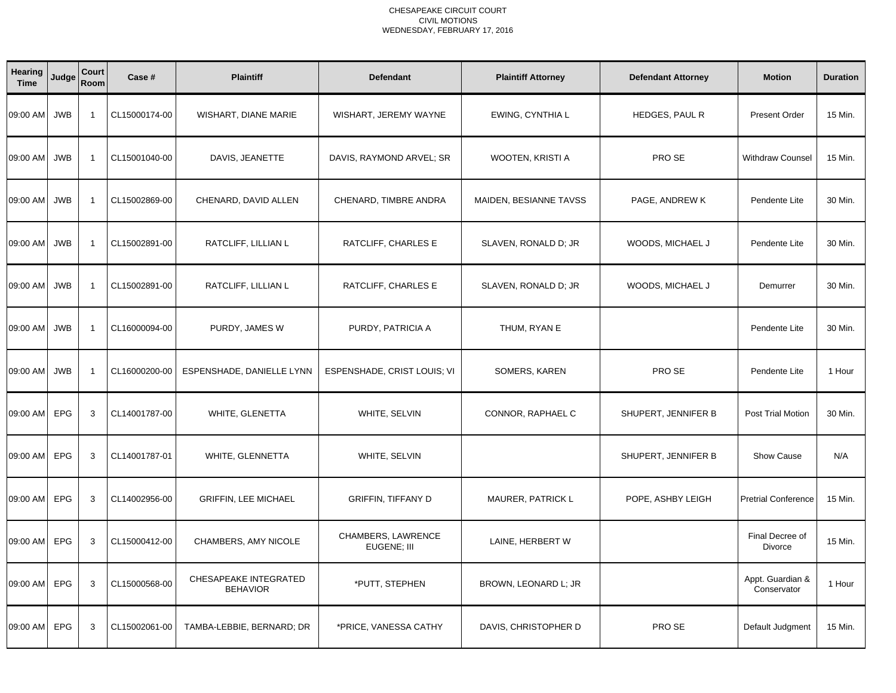CHESAPEAKE CIRCUIT COURT
CIVIL MOTIONS
WEDNESDAY, FEBRUARY 17, 2016

| Hearing Time | Judge | Court Room | Case # | Plaintiff | Defendant | Plaintiff Attorney | Defendant Attorney | Motion | Duration |
|---|---|---|---|---|---|---|---|---|---|
| 09:00 AM | JWB | 1 | CL15000174-00 | WISHART, DIANE MARIE | WISHART, JEREMY WAYNE | EWING, CYNTHIA L | HEDGES, PAUL R | Present Order | 15 Min. |
| 09:00 AM | JWB | 1 | CL15001040-00 | DAVIS, JEANETTE | DAVIS, RAYMOND ARVEL; SR | WOOTEN, KRISTI A | PRO SE | Withdraw Counsel | 15 Min. |
| 09:00 AM | JWB | 1 | CL15002869-00 | CHENARD, DAVID ALLEN | CHENARD, TIMBRE ANDRA | MAIDEN, BESIANNE TAVSS | PAGE, ANDREW K | Pendente Lite | 30 Min. |
| 09:00 AM | JWB | 1 | CL15002891-00 | RATCLIFF, LILLIAN L | RATCLIFF, CHARLES E | SLAVEN, RONALD D; JR | WOODS, MICHAEL J | Pendente Lite | 30 Min. |
| 09:00 AM | JWB | 1 | CL15002891-00 | RATCLIFF, LILLIAN L | RATCLIFF, CHARLES E | SLAVEN, RONALD D; JR | WOODS, MICHAEL J | Demurrer | 30 Min. |
| 09:00 AM | JWB | 1 | CL16000094-00 | PURDY, JAMES W | PURDY, PATRICIA A | THUM, RYAN E | | Pendente Lite | 30 Min. |
| 09:00 AM | JWB | 1 | CL16000200-00 | ESPENSHADE, DANIELLE LYNN | ESPENSHADE, CRIST LOUIS; VI | SOMERS, KAREN | PRO SE | Pendente Lite | 1 Hour |
| 09:00 AM | EPG | 3 | CL14001787-00 | WHITE, GLENETTA | WHITE, SELVIN | CONNOR, RAPHAEL C | SHUPERT, JENNIFER B | Post Trial Motion | 30 Min. |
| 09:00 AM | EPG | 3 | CL14001787-01 | WHITE, GLENNETTA | WHITE, SELVIN | | SHUPERT, JENNIFER B | Show Cause | N/A |
| 09:00 AM | EPG | 3 | CL14002956-00 | GRIFFIN, LEE MICHAEL | GRIFFIN, TIFFANY D | MAURER, PATRICK L | POPE, ASHBY LEIGH | Pretrial Conference | 15 Min. |
| 09:00 AM | EPG | 3 | CL15000412-00 | CHAMBERS, AMY NICOLE | CHAMBERS, LAWRENCE EUGENE; III | LAINE, HERBERT W | | Final Decree of Divorce | 15 Min. |
| 09:00 AM | EPG | 3 | CL15000568-00 | CHESAPEAKE INTEGRATED BEHAVIOR | *PUTT, STEPHEN | BROWN, LEONARD L; JR | | Appt. Guardian & Conservator | 1 Hour |
| 09:00 AM | EPG | 3 | CL15002061-00 | TAMBA-LEBBIE, BERNARD; DR | *PRICE, VANESSA CATHY | DAVIS, CHRISTOPHER D | PRO SE | Default Judgment | 15 Min. |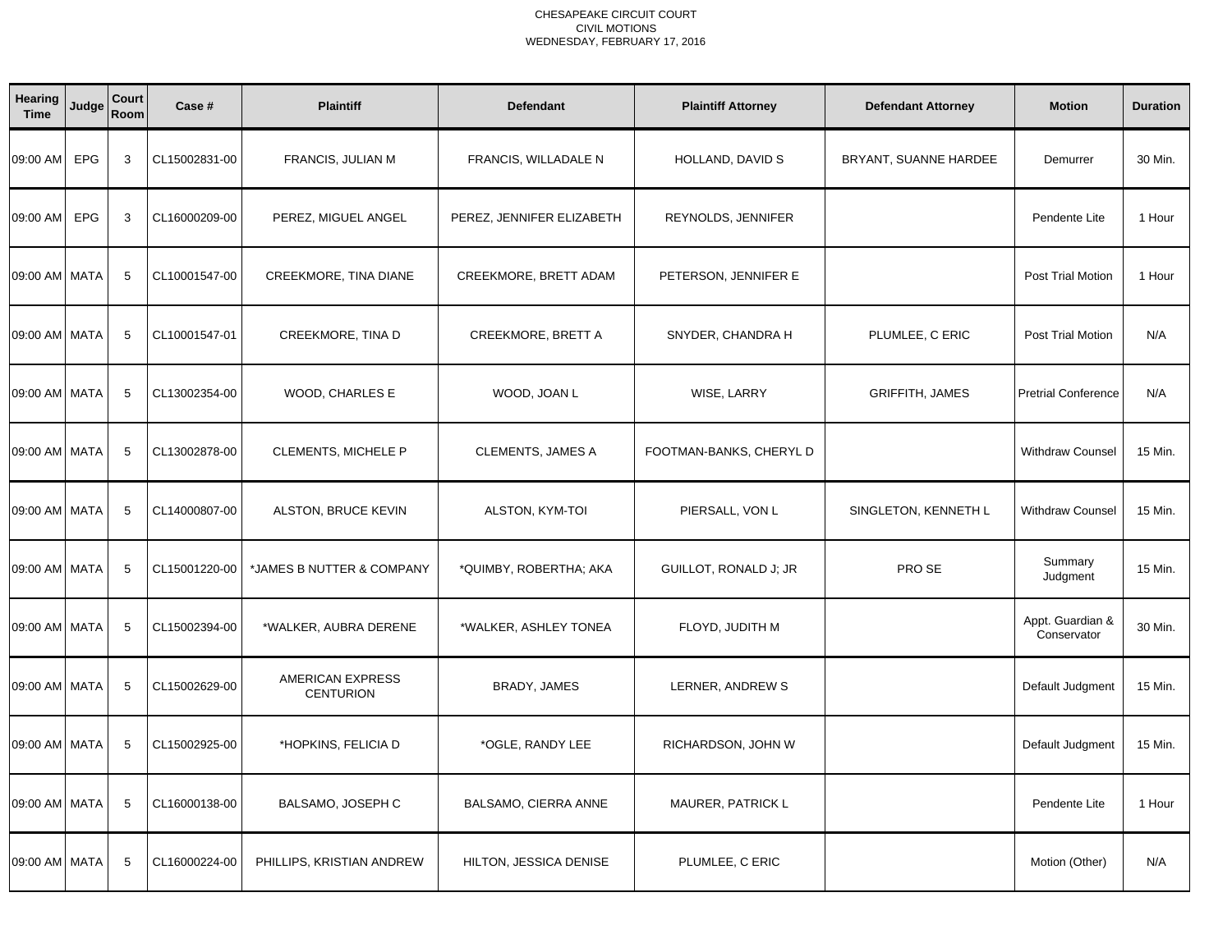CHESAPEAKE CIRCUIT COURT
CIVIL MOTIONS
WEDNESDAY, FEBRUARY 17, 2016

| Hearing Time | Judge | Court Room | Case # | Plaintiff | Defendant | Plaintiff Attorney | Defendant Attorney | Motion | Duration |
|---|---|---|---|---|---|---|---|---|---|
| 09:00 AM | EPG | 3 | CL15002831-00 | FRANCIS, JULIAN M | FRANCIS, WILLADALE N | HOLLAND, DAVID S | BRYANT, SUANNE HARDEE | Demurrer | 30 Min. |
| 09:00 AM | EPG | 3 | CL16000209-00 | PEREZ, MIGUEL ANGEL | PEREZ, JENNIFER ELIZABETH | REYNOLDS, JENNIFER | | Pendente Lite | 1 Hour |
| 09:00 AM | MATA | 5 | CL10001547-00 | CREEKMORE, TINA DIANE | CREEKMORE, BRETT ADAM | PETERSON, JENNIFER E | | Post Trial Motion | 1 Hour |
| 09:00 AM | MATA | 5 | CL10001547-01 | CREEKMORE, TINA D | CREEKMORE, BRETT A | SNYDER, CHANDRA H | PLUMLEE, C ERIC | Post Trial Motion | N/A |
| 09:00 AM | MATA | 5 | CL13002354-00 | WOOD, CHARLES E | WOOD, JOAN L | WISE, LARRY | GRIFFITH, JAMES | Pretrial Conference | N/A |
| 09:00 AM | MATA | 5 | CL13002878-00 | CLEMENTS, MICHELE P | CLEMENTS, JAMES A | FOOTMAN-BANKS, CHERYL D | | Withdraw Counsel | 15 Min. |
| 09:00 AM | MATA | 5 | CL14000807-00 | ALSTON, BRUCE KEVIN | ALSTON, KYM-TOI | PIERSALL, VON L | SINGLETON, KENNETH L | Withdraw Counsel | 15 Min. |
| 09:00 AM | MATA | 5 | CL15001220-00 | *JAMES B NUTTER & COMPANY | *QUIMBY, ROBERTHA; AKA | GUILLOT, RONALD J; JR | PRO SE | Summary Judgment | 15 Min. |
| 09:00 AM | MATA | 5 | CL15002394-00 | *WALKER, AUBRA DERENE | *WALKER, ASHLEY TONEA | FLOYD, JUDITH M | | Appt. Guardian & Conservator | 30 Min. |
| 09:00 AM | MATA | 5 | CL15002629-00 | AMERICAN EXPRESS CENTURION | BRADY, JAMES | LERNER, ANDREW S | | Default Judgment | 15 Min. |
| 09:00 AM | MATA | 5 | CL15002925-00 | *HOPKINS, FELICIA D | *OGLE, RANDY LEE | RICHARDSON, JOHN W | | Default Judgment | 15 Min. |
| 09:00 AM | MATA | 5 | CL16000138-00 | BALSAMO, JOSEPH C | BALSAMO, CIERRA ANNE | MAURER, PATRICK L | | Pendente Lite | 1 Hour |
| 09:00 AM | MATA | 5 | CL16000224-00 | PHILLIPS, KRISTIAN ANDREW | HILTON, JESSICA DENISE | PLUMLEE, C ERIC | | Motion (Other) | N/A |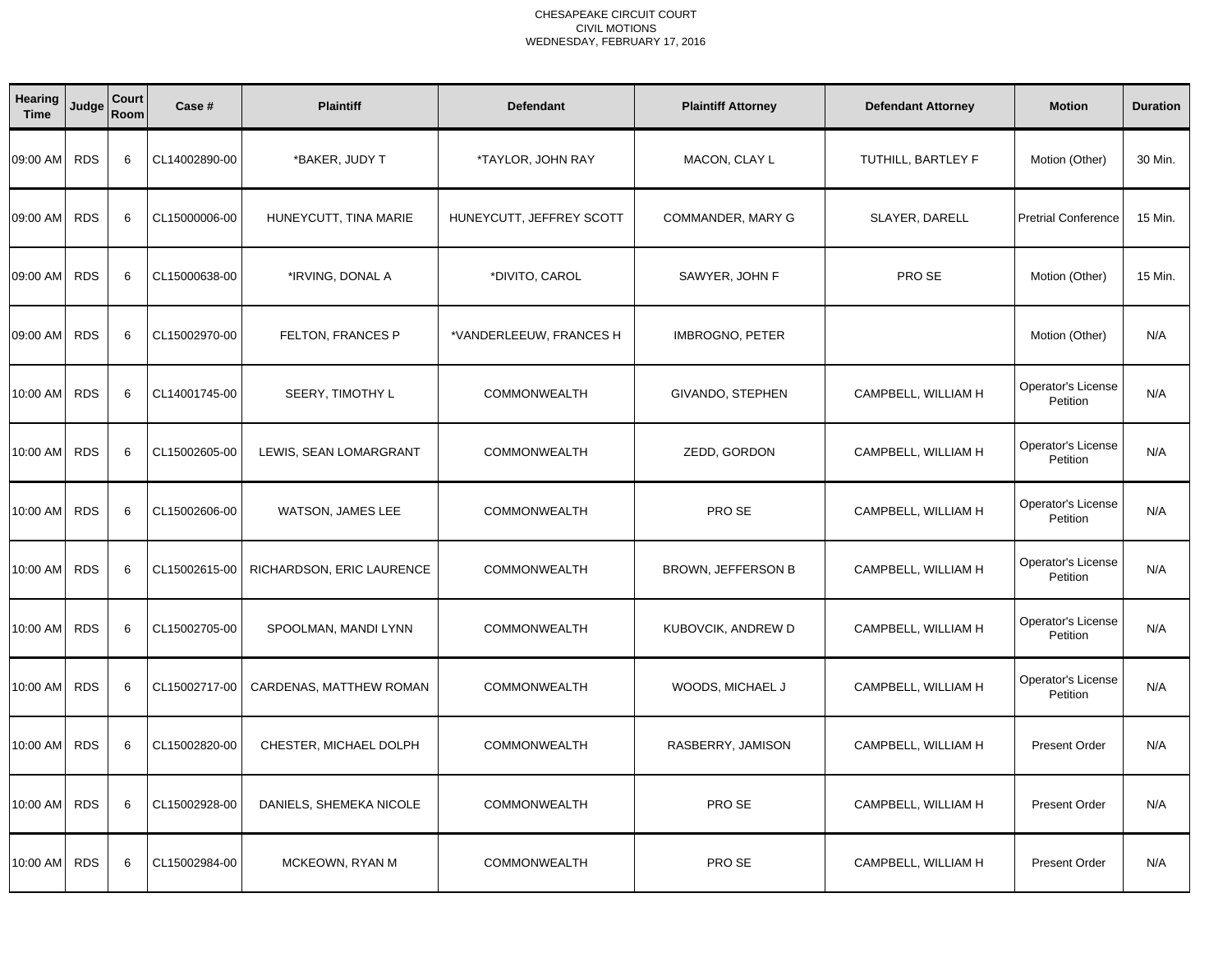CHESAPEAKE CIRCUIT COURT
CIVIL MOTIONS
WEDNESDAY, FEBRUARY 17, 2016

| Hearing Time | Judge | Court Room | Case # | Plaintiff | Defendant | Plaintiff Attorney | Defendant Attorney | Motion | Duration |
|---|---|---|---|---|---|---|---|---|---|
| 09:00 AM | RDS | 6 | CL14002890-00 | *BAKER, JUDY T | *TAYLOR, JOHN RAY | MACON, CLAY L | TUTHILL, BARTLEY F | Motion (Other) | 30 Min. |
| 09:00 AM | RDS | 6 | CL15000006-00 | HUNEYCUTT, TINA MARIE | HUNEYCUTT, JEFFREY SCOTT | COMMANDER, MARY G | SLAYER, DARELL | Pretrial Conference | 15 Min. |
| 09:00 AM | RDS | 6 | CL15000638-00 | *IRVING, DONAL A | *DIVITO, CAROL | SAWYER, JOHN F | PRO SE | Motion (Other) | 15 Min. |
| 09:00 AM | RDS | 6 | CL15002970-00 | FELTON, FRANCES P | *VANDERLEEUW, FRANCES H | IMBROGNO, PETER | | Motion (Other) | N/A |
| 10:00 AM | RDS | 6 | CL14001745-00 | SEERY, TIMOTHY L | COMMONWEALTH | GIVANDO, STEPHEN | CAMPBELL, WILLIAM H | Operator's License Petition | N/A |
| 10:00 AM | RDS | 6 | CL15002605-00 | LEWIS, SEAN LOMARGRANT | COMMONWEALTH | ZEDD, GORDON | CAMPBELL, WILLIAM H | Operator's License Petition | N/A |
| 10:00 AM | RDS | 6 | CL15002606-00 | WATSON, JAMES LEE | COMMONWEALTH | PRO SE | CAMPBELL, WILLIAM H | Operator's License Petition | N/A |
| 10:00 AM | RDS | 6 | CL15002615-00 | RICHARDSON, ERIC LAURENCE | COMMONWEALTH | BROWN, JEFFERSON B | CAMPBELL, WILLIAM H | Operator's License Petition | N/A |
| 10:00 AM | RDS | 6 | CL15002705-00 | SPOOLMAN, MANDI LYNN | COMMONWEALTH | KUBOVCIK, ANDREW D | CAMPBELL, WILLIAM H | Operator's License Petition | N/A |
| 10:00 AM | RDS | 6 | CL15002717-00 | CARDENAS, MATTHEW ROMAN | COMMONWEALTH | WOODS, MICHAEL J | CAMPBELL, WILLIAM H | Operator's License Petition | N/A |
| 10:00 AM | RDS | 6 | CL15002820-00 | CHESTER, MICHAEL DOLPH | COMMONWEALTH | RASBERRY, JAMISON | CAMPBELL, WILLIAM H | Present Order | N/A |
| 10:00 AM | RDS | 6 | CL15002928-00 | DANIELS, SHEMEKA NICOLE | COMMONWEALTH | PRO SE | CAMPBELL, WILLIAM H | Present Order | N/A |
| 10:00 AM | RDS | 6 | CL15002984-00 | MCKEOWN, RYAN M | COMMONWEALTH | PRO SE | CAMPBELL, WILLIAM H | Present Order | N/A |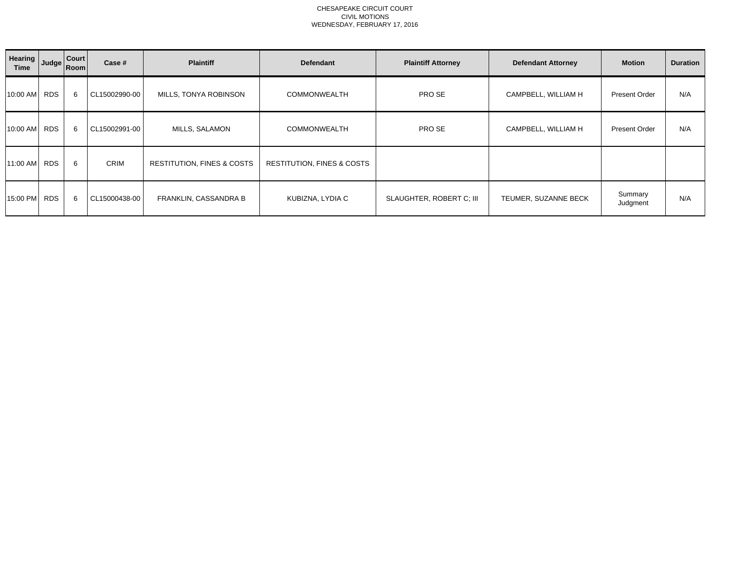CHESAPEAKE CIRCUIT COURT
CIVIL MOTIONS
WEDNESDAY, FEBRUARY 17, 2016

| Hearing Time | Judge | Court Room | Case # | Plaintiff | Defendant | Plaintiff Attorney | Defendant Attorney | Motion | Duration |
|---|---|---|---|---|---|---|---|---|---|
| 10:00 AM | RDS | 6 | CL15002990-00 | MILLS, TONYA ROBINSON | COMMONWEALTH | PRO SE | CAMPBELL, WILLIAM H | Present Order | N/A |
| 10:00 AM | RDS | 6 | CL15002991-00 | MILLS, SALAMON | COMMONWEALTH | PRO SE | CAMPBELL, WILLIAM H | Present Order | N/A |
| 11:00 AM | RDS | 6 | CRIM | RESTITUTION, FINES & COSTS | RESTITUTION, FINES & COSTS | | | | |
| 15:00 PM | RDS | 6 | CL15000438-00 | FRANKLIN, CASSANDRA B | KUBIZNA, LYDIA C | SLAUGHTER, ROBERT C; III | TEUMER, SUZANNE BECK | Summary Judgment | N/A |